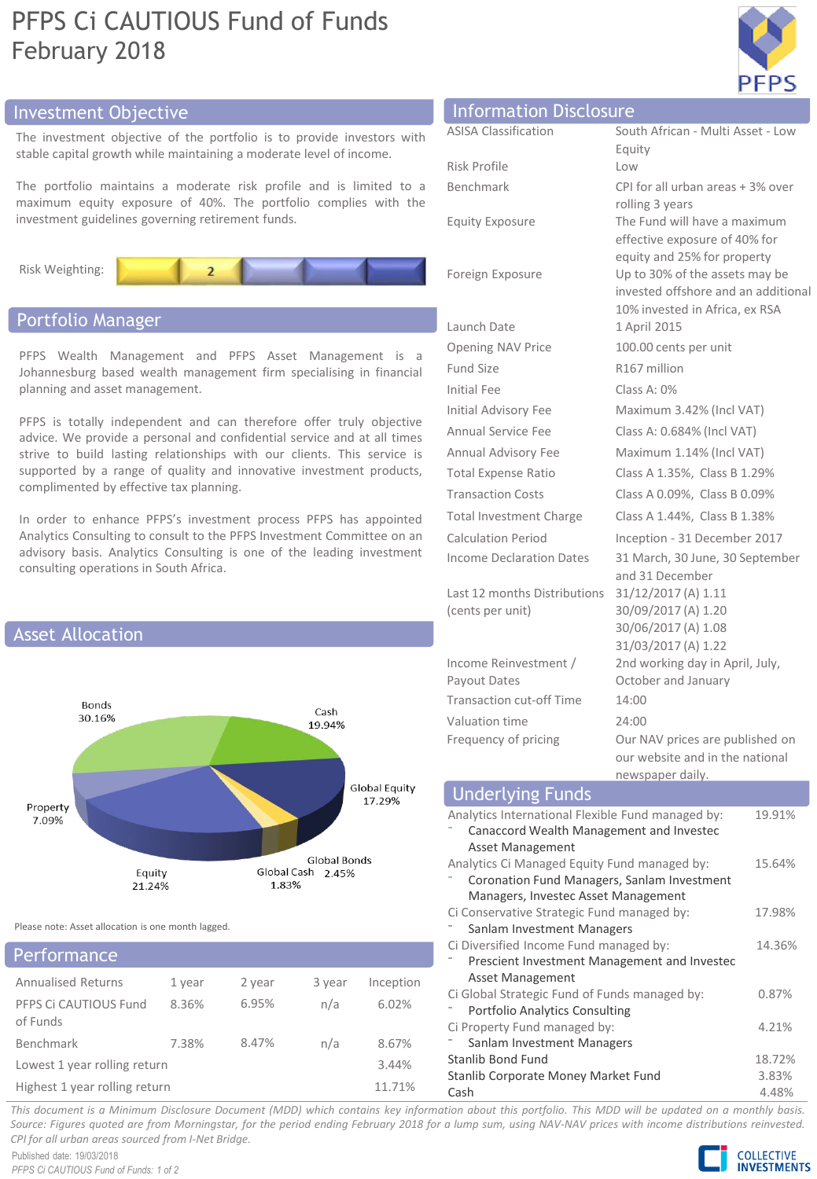# PFPS Ci CAUTIOUS Fund of Funds
## February 2018

## Investment Objective

The investment objective of the portfolio is to provide investors with stable capital growth while maintaining a moderate level of income.

The portfolio maintains a moderate risk profile and is limited to a maximum equity exposure of 40%. The portfolio complies with the investment guidelines governing retirement funds.

Risk Weighting: 2

## Portfolio Manager

PFPS Wealth Management and PFPS Asset Management is a Johannesburg based wealth management firm specialising in financial planning and asset management.

PFPS is totally independent and can therefore offer truly objective advice. We provide a personal and confidential service and at all times strive to build lasting relationships with our clients. This service is supported by a range of quality and innovative investment products, complimented by effective tax planning.

In order to enhance PFPS's investment process PFPS has appointed Analytics Consulting to consult to the PFPS Investment Committee on an advisory basis. Analytics Consulting is one of the leading investment consulting operations in South Africa.

## Asset Allocation

| Asset | Allocation |
|---|---|
| Bonds | 30.16% |
| Cash | 19.94% |
| Global Equity | 17.29% |
| Global Bonds | 2.45% |
| Global Cash | 1.83% |
| Equity | 21.24% |
| Property | 7.09% |

Please note: Asset allocation is one month lagged.

## Performance

| Annualised Returns | 1 year | 2 year | 3 year | Inception |
|---|---|---|---|---|
| PFPS Ci CAUTIOUS Fund of Funds | 8.36% | 6.95% | n/a | 6.02% |
| Benchmark | 7.38% | 8.47% | n/a | 8.67% |
| Lowest 1 year rolling return | | | | 3.44% |
| Highest 1 year rolling return | | | | 11.71% |

## Information Disclosure

| | |
|---|---|
| ASISA Classification | South African - Multi Asset - Low Equity |
| Risk Profile | Low |
| Benchmark | CPI for all urban areas + 3% over rolling 3 years |
| Equity Exposure | The Fund will have a maximum effective exposure of 40% for equity and 25% for property |
| Foreign Exposure | Up to 30% of the assets may be invested offshore and an additional 10% invested in Africa, ex RSA |
| Launch Date | 1 April 2015 |
| Opening NAV Price | 100.00 cents per unit |
| Fund Size | R167 million |
| Initial Fee | Class A: 0% |
| Initial Advisory Fee | Maximum 3.42% (Incl VAT) |
| Annual Service Fee | Class A: 0.684% (Incl VAT) |
| Annual Advisory Fee | Maximum 1.14% (Incl VAT) |
| Total Expense Ratio | Class A 1.35%, Class B 1.29% |
| Transaction Costs | Class A 0.09%, Class B 0.09% |
| Total Investment Charge | Class A 1.44%, Class B 1.38% |
| Calculation Period | Inception - 31 December 2017 |
| Income Declaration Dates | 31 March, 30 June, 30 September and 31 December |
| Last 12 months Distributions (cents per unit) | 31/12/2017 (A) 1.11<br>30/09/2017 (A) 1.20<br>30/06/2017 (A) 1.08<br>31/03/2017 (A) 1.22 |
| Income Reinvestment / Payout Dates | 2nd working day in April, July, October and January |
| Transaction cut-off Time | 14:00 |
| Valuation time | 24:00 |
| Frequency of pricing | Our NAV prices are published on our website and in the national newspaper daily. |

## Underlying Funds

| Fund | Weight |
|---|---|
| Analytics International Flexible Fund managed by:<br>- Canaccord Wealth Management and Investec Asset Management | 19.91% |
| Analytics Ci Managed Equity Fund managed by:<br>- Coronation Fund Managers, Sanlam Investment Managers, Investec Asset Management | 15.64% |
| Ci Conservative Strategic Fund managed by:<br>- Sanlam Investment Managers | 17.98% |
| Ci Diversified Income Fund managed by:<br>- Prescient Investment Management and Investec Asset Management | 14.36% |
| Ci Global Strategic Fund of Funds managed by:<br>- Portfolio Analytics Consulting | 0.87% |
| Ci Property Fund managed by:<br>- Sanlam Investment Managers | 4.21% |
| Stanlib Bond Fund | 18.72% |
| Stanlib Corporate Money Market Fund | 3.83% |
| Cash | 4.48% |

*This document is a Minimum Disclosure Document (MDD) which contains key information about this portfolio. This MDD will be updated on a monthly basis. Source: Figures quoted are from Morningstar, for the period ending February 2018 for a lump sum, using NAV-NAV prices with income distributions reinvested. CPI for all urban areas sourced from I-Net Bridge.*

Published date: 19/03/2018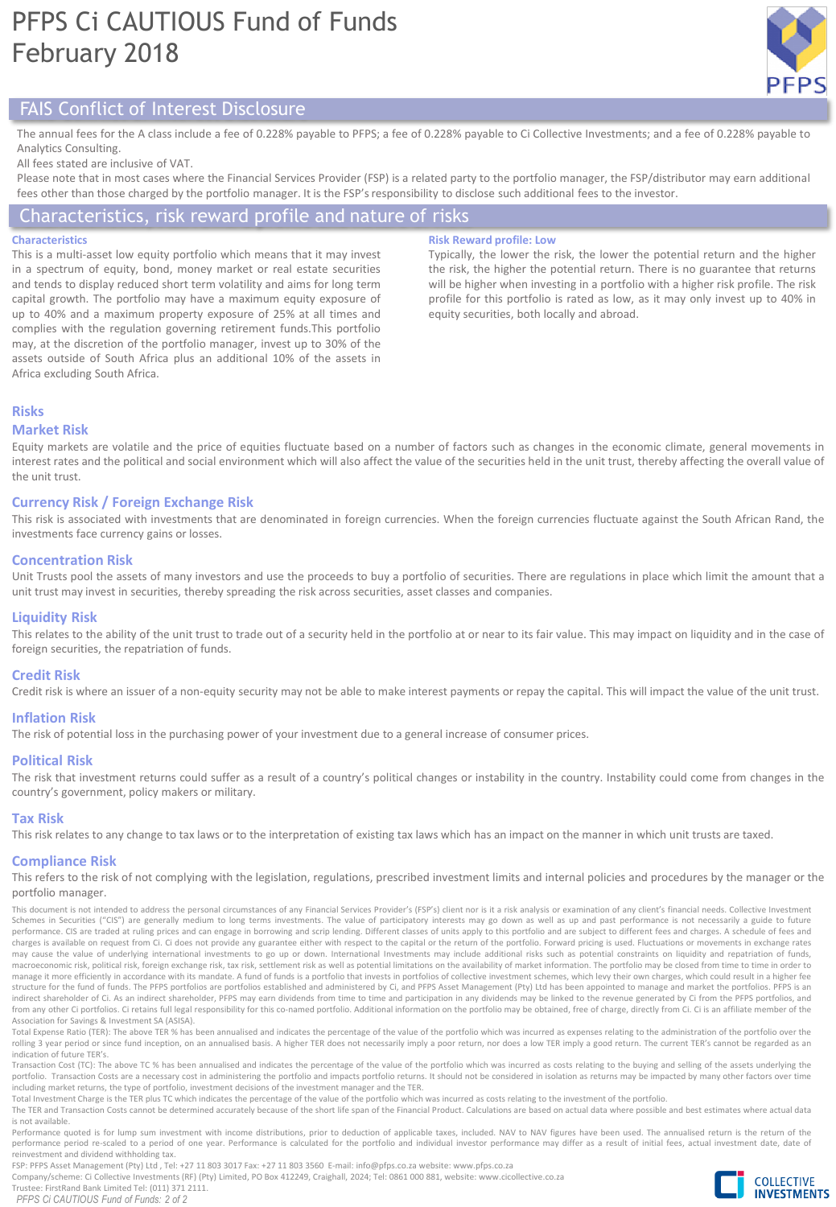# PFPS Ci CAUTIOUS Fund of Funds
# February 2018

## FAIS Conflict of Interest Disclosure

The annual fees for the A class include a fee of 0.228% payable to PFPS; a fee of 0.228% payable to Ci Collective Investments; and a fee of 0.228% payable to Analytics Consulting.

All fees stated are inclusive of VAT.

Please note that in most cases where the Financial Services Provider (FSP) is a related party to the portfolio manager, the FSP/distributor may earn additional fees other than those charged by the portfolio manager. It is the FSP's responsibility to disclose such additional fees to the investor.

## Characteristics, risk reward profile and nature of risks

### Characteristics

This is a multi-asset low equity portfolio which means that it may invest in a spectrum of equity, bond, money market or real estate securities and tends to display reduced short term volatility and aims for long term capital growth. The portfolio may have a maximum equity exposure of up to 40% and a maximum property exposure of 25% at all times and complies with the regulation governing retirement funds.This portfolio may, at the discretion of the portfolio manager, invest up to 30% of the assets outside of South Africa plus an additional 10% of the assets in Africa excluding South Africa.

### Risk Reward profile: Low

Typically, the lower the risk, the lower the potential return and the higher the risk, the higher the potential return. There is no guarantee that returns will be higher when investing in a portfolio with a higher risk profile. The risk profile for this portfolio is rated as low, as it may only invest up to 40% in equity securities, both locally and abroad.

### Risks

#### Market Risk

Equity markets are volatile and the price of equities fluctuate based on a number of factors such as changes in the economic climate, general movements in interest rates and the political and social environment which will also affect the value of the securities held in the unit trust, thereby affecting the overall value of the unit trust.

#### Currency Risk / Foreign Exchange Risk

This risk is associated with investments that are denominated in foreign currencies. When the foreign currencies fluctuate against the South African Rand, the investments face currency gains or losses.

#### Concentration Risk

Unit Trusts pool the assets of many investors and use the proceeds to buy a portfolio of securities. There are regulations in place which limit the amount that a unit trust may invest in securities, thereby spreading the risk across securities, asset classes and companies.

#### Liquidity Risk

This relates to the ability of the unit trust to trade out of a security held in the portfolio at or near to its fair value. This may impact on liquidity and in the case of foreign securities, the repatriation of funds.

#### Credit Risk

Credit risk is where an issuer of a non-equity security may not be able to make interest payments or repay the capital. This will impact the value of the unit trust.

#### Inflation Risk

The risk of potential loss in the purchasing power of your investment due to a general increase of consumer prices.

#### Political Risk

The risk that investment returns could suffer as a result of a country's political changes or instability in the country. Instability could come from changes in the country's government, policy makers or military.

#### Tax Risk

This risk relates to any change to tax laws or to the interpretation of existing tax laws which has an impact on the manner in which unit trusts are taxed.

#### Compliance Risk

This refers to the risk of not complying with the legislation, regulations, prescribed investment limits and internal policies and procedures by the manager or the portfolio manager.

This document is not intended to address the personal circumstances of any Financial Services Provider's (FSP's) client nor is it a risk analysis or examination of any client's financial needs. Collective Investment Schemes in Securities ("CIS") are generally medium to long terms investments. The value of participatory interests may go down as well as up and past performance is not necessarily a guide to future performance. CIS are traded at ruling prices and can engage in borrowing and scrip lending. Different classes of units apply to this portfolio and are subject to different fees and charges. A schedule of fees and charges is available on request from Ci. Ci does not provide any guarantee either with respect to the capital or the return of the portfolio. Forward pricing is used. Fluctuations or movements in exchange rates may cause the value of underlying international investments to go up or down. International Investments may include additional risks such as potential constraints on liquidity and repatriation of funds, macroeconomic risk, political risk, foreign exchange risk, tax risk, settlement risk as well as potential limitations on the availability of market information. The portfolio may be closed from time to time in order to manage it more efficiently in accordance with its mandate. A fund of funds is a portfolio that invests in portfolios of collective investment schemes, which levy their own charges, which could result in a higher fee structure for the fund of funds. The PFPS portfolios are portfolios established and administered by Ci, and PFPS Asset Management (Pty) Ltd has been appointed to manage and market the portfolios. PFPS is an indirect shareholder of Ci. As an indirect shareholder, PFPS may earn dividends from time to time and participation in any dividends may be linked to the revenue generated by Ci from the PFPS portfolios, and from any other Ci portfolios. Ci retains full legal responsibility for this co-named portfolio. Additional information on the portfolio may be obtained, free of charge, directly from Ci. Ci is an affiliate member of the Association for Savings & Investment SA (ASISA).

Total Expense Ratio (TER): The above TER % has been annualised and indicates the percentage of the value of the portfolio which was incurred as expenses relating to the administration of the portfolio over the rolling 3 year period or since fund inception, on an annualised basis. A higher TER does not necessarily imply a poor return, nor does a low TER imply a good return. The current TER's cannot be regarded as an indication of future TER's.

Transaction Cost (TC): The above TC % has been annualised and indicates the percentage of the value of the portfolio which was incurred as costs relating to the buying and selling of the assets underlying the portfolio. Transaction Costs are a necessary cost in administering the portfolio and impacts portfolio returns. It should not be considered in isolation as returns may be impacted by many other factors over time including market returns, the type of portfolio, investment decisions of the investment manager and the TER.

Total Investment Charge is the TER plus TC which indicates the percentage of the value of the portfolio which was incurred as costs relating to the investment of the portfolio.

The TER and Transaction Costs cannot be determined accurately because of the short life span of the Financial Product. Calculations are based on actual data where possible and best estimates where actual data is not available.

Performance quoted is for lump sum investment with income distributions, prior to deduction of applicable taxes, included. NAV to NAV figures have been used. The annualised return is the return of the performance period re-scaled to a period of one year. Performance is calculated for the portfolio and individual investor performance may differ as a result of initial fees, actual investment date, date of reinvestment and dividend withholding tax.

FSP: PFPS Asset Management (Pty) Ltd , Tel: +27 11 803 3017 Fax: +27 11 803 3560 E-mail: info@pfps.co.za website: www.pfps.co.za

Company/scheme: Ci Collective Investments (RF) (Pty) Limited, PO Box 412249, Craighall, 2024; Tel: 0861 000 881, website: www.cicollective.co.za

Trustee: FirstRand Bank Limited Tel: (011) 371 2111.